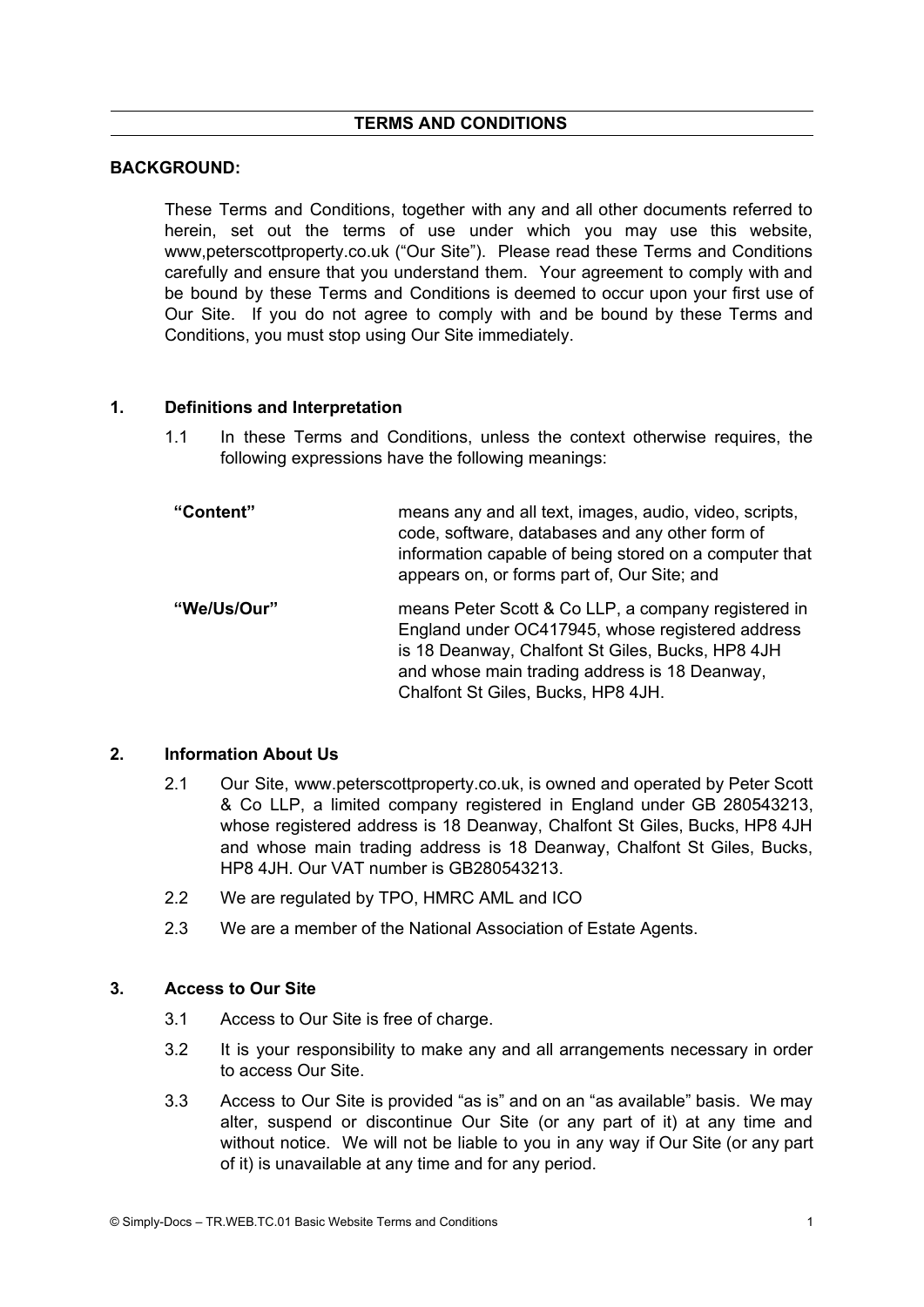## TERMS AND CONDITIONS

**BACKGROUND:**

These Terms and Conditions, together with any and all other documents referred to herein, set out the terms of use under which you may use this website, www,peterscottproperty.co.uk ("Our Site"). Please read these Terms and Conditions carefully and ensure that you understand them. Your agreement to comply with and be bound by these Terms and Conditions is deemed to occur upon your first use of Our Site. If you do not agree to comply with and be bound by these Terms and Conditions, you must stop using Our Site immediately.

### 1. Definitions and Interpretation

1.1 In these Terms and Conditions, unless the context otherwise requires, the following expressions have the following meanings:

| | |
|---|---|
| **"Content"** | means any and all text, images, audio, video, scripts, code, software, databases and any other form of information capable of being stored on a computer that appears on, or forms part of, Our Site; and |
| **"We/Us/Our"** | means Peter Scott & Co LLP, a company registered in England under OC417945, whose registered address is 18 Deanway, Chalfont St Giles, Bucks, HP8 4JH and whose main trading address is 18 Deanway, Chalfont St Giles, Bucks, HP8 4JH. |

### 2. Information About Us

2.1 Our Site, www.peterscottproperty.co.uk, is owned and operated by Peter Scott & Co LLP, a limited company registered in England under GB 280543213, whose registered address is 18 Deanway, Chalfont St Giles, Bucks, HP8 4JH and whose main trading address is 18 Deanway, Chalfont St Giles, Bucks, HP8 4JH. Our VAT number is GB280543213.

2.2 We are regulated by TPO, HMRC AML and ICO

2.3 We are a member of the National Association of Estate Agents.

### 3. Access to Our Site

3.1 Access to Our Site is free of charge.

3.2 It is your responsibility to make any and all arrangements necessary in order to access Our Site.

3.3 Access to Our Site is provided "as is" and on an "as available" basis. We may alter, suspend or discontinue Our Site (or any part of it) at any time and without notice. We will not be liable to you in any way if Our Site (or any part of it) is unavailable at any time and for any period.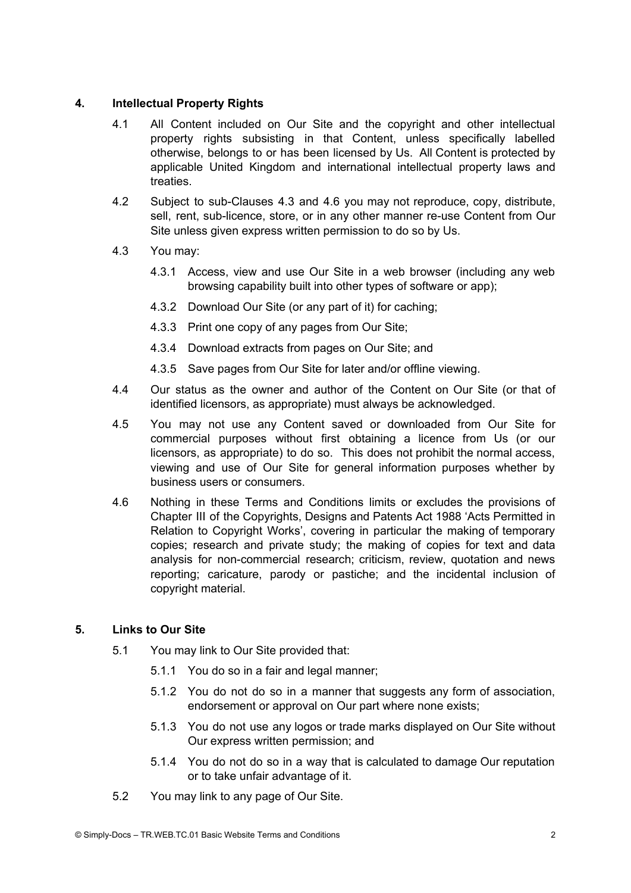## 4. Intellectual Property Rights

4.1 All Content included on Our Site and the copyright and other intellectual property rights subsisting in that Content, unless specifically labelled otherwise, belongs to or has been licensed by Us. All Content is protected by applicable United Kingdom and international intellectual property laws and treaties.

4.2 Subject to sub-Clauses 4.3 and 4.6 you may not reproduce, copy, distribute, sell, rent, sub-licence, store, or in any other manner re-use Content from Our Site unless given express written permission to do so by Us.

4.3 You may:

4.3.1 Access, view and use Our Site in a web browser (including any web browsing capability built into other types of software or app);

4.3.2 Download Our Site (or any part of it) for caching;

4.3.3 Print one copy of any pages from Our Site;

4.3.4 Download extracts from pages on Our Site; and

4.3.5 Save pages from Our Site for later and/or offline viewing.

4.4 Our status as the owner and author of the Content on Our Site (or that of identified licensors, as appropriate) must always be acknowledged.

4.5 You may not use any Content saved or downloaded from Our Site for commercial purposes without first obtaining a licence from Us (or our licensors, as appropriate) to do so. This does not prohibit the normal access, viewing and use of Our Site for general information purposes whether by business users or consumers.

4.6 Nothing in these Terms and Conditions limits or excludes the provisions of Chapter III of the Copyrights, Designs and Patents Act 1988 'Acts Permitted in Relation to Copyright Works', covering in particular the making of temporary copies; research and private study; the making of copies for text and data analysis for non-commercial research; criticism, review, quotation and news reporting; caricature, parody or pastiche; and the incidental inclusion of copyright material.

## 5. Links to Our Site

5.1 You may link to Our Site provided that:

5.1.1 You do so in a fair and legal manner;

5.1.2 You do not do so in a manner that suggests any form of association, endorsement or approval on Our part where none exists;

5.1.3 You do not use any logos or trade marks displayed on Our Site without Our express written permission; and

5.1.4 You do not do so in a way that is calculated to damage Our reputation or to take unfair advantage of it.

5.2 You may link to any page of Our Site.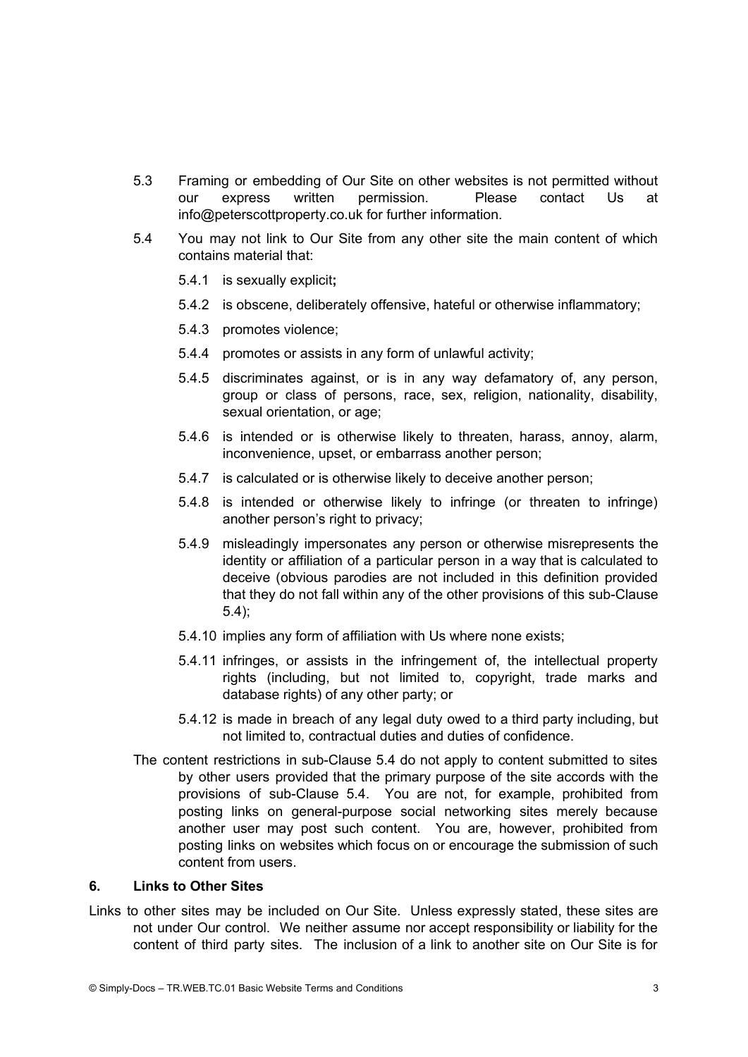5.3 Framing or embedding of Our Site on other websites is not permitted without our express written permission. Please contact Us at info@peterscottproperty.co.uk for further information.

5.4 You may not link to Our Site from any other site the main content of which contains material that:

5.4.1 is sexually explicit**;**

5.4.2 is obscene, deliberately offensive, hateful or otherwise inflammatory;

5.4.3 promotes violence;

5.4.4 promotes or assists in any form of unlawful activity;

5.4.5 discriminates against, or is in any way defamatory of, any person, group or class of persons, race, sex, religion, nationality, disability, sexual orientation, or age;

5.4.6 is intended or is otherwise likely to threaten, harass, annoy, alarm, inconvenience, upset, or embarrass another person;

5.4.7 is calculated or is otherwise likely to deceive another person;

5.4.8 is intended or otherwise likely to infringe (or threaten to infringe) another person's right to privacy;

5.4.9 misleadingly impersonates any person or otherwise misrepresents the identity or affiliation of a particular person in a way that is calculated to deceive (obvious parodies are not included in this definition provided that they do not fall within any of the other provisions of this sub-Clause 5.4);

5.4.10 implies any form of affiliation with Us where none exists;

5.4.11 infringes, or assists in the infringement of, the intellectual property rights (including, but not limited to, copyright, trade marks and database rights) of any other party; or

5.4.12 is made in breach of any legal duty owed to a third party including, but not limited to, contractual duties and duties of confidence.

The content restrictions in sub-Clause 5.4 do not apply to content submitted to sites by other users provided that the primary purpose of the site accords with the provisions of sub-Clause 5.4. You are not, for example, prohibited from posting links on general-purpose social networking sites merely because another user may post such content. You are, however, prohibited from posting links on websites which focus on or encourage the submission of such content from users.

## 6. Links to Other Sites

Links to other sites may be included on Our Site. Unless expressly stated, these sites are not under Our control. We neither assume nor accept responsibility or liability for the content of third party sites. The inclusion of a link to another site on Our Site is for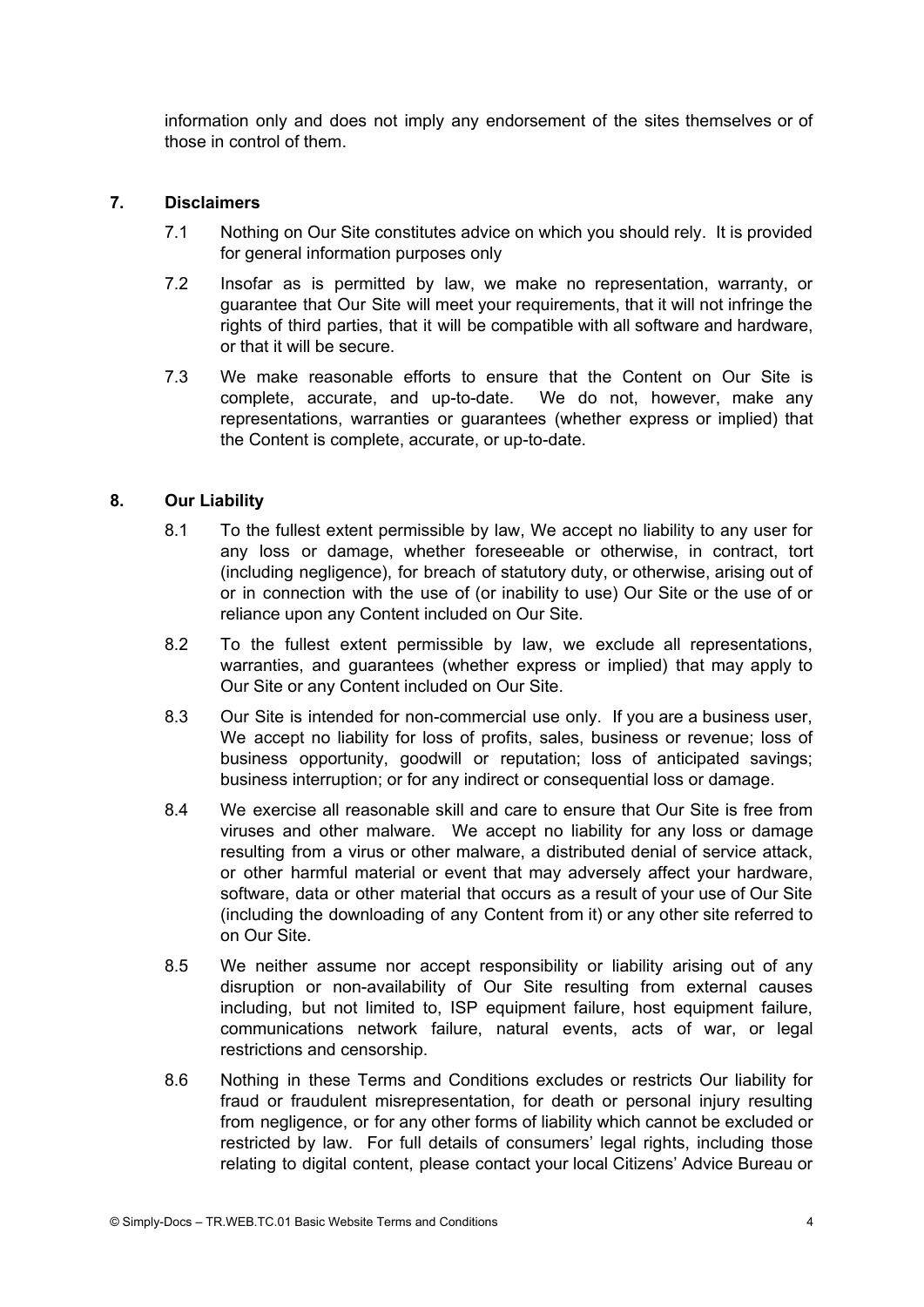information only and does not imply any endorsement of the sites themselves or of those in control of them.

## 7. Disclaimers

7.1 Nothing on Our Site constitutes advice on which you should rely. It is provided for general information purposes only

7.2 Insofar as is permitted by law, we make no representation, warranty, or guarantee that Our Site will meet your requirements, that it will not infringe the rights of third parties, that it will be compatible with all software and hardware, or that it will be secure.

7.3 We make reasonable efforts to ensure that the Content on Our Site is complete, accurate, and up-to-date. We do not, however, make any representations, warranties or guarantees (whether express or implied) that the Content is complete, accurate, or up-to-date.

## 8. Our Liability

8.1 To the fullest extent permissible by law, We accept no liability to any user for any loss or damage, whether foreseeable or otherwise, in contract, tort (including negligence), for breach of statutory duty, or otherwise, arising out of or in connection with the use of (or inability to use) Our Site or the use of or reliance upon any Content included on Our Site.

8.2 To the fullest extent permissible by law, we exclude all representations, warranties, and guarantees (whether express or implied) that may apply to Our Site or any Content included on Our Site.

8.3 Our Site is intended for non-commercial use only. If you are a business user, We accept no liability for loss of profits, sales, business or revenue; loss of business opportunity, goodwill or reputation; loss of anticipated savings; business interruption; or for any indirect or consequential loss or damage.

8.4 We exercise all reasonable skill and care to ensure that Our Site is free from viruses and other malware. We accept no liability for any loss or damage resulting from a virus or other malware, a distributed denial of service attack, or other harmful material or event that may adversely affect your hardware, software, data or other material that occurs as a result of your use of Our Site (including the downloading of any Content from it) or any other site referred to on Our Site.

8.5 We neither assume nor accept responsibility or liability arising out of any disruption or non-availability of Our Site resulting from external causes including, but not limited to, ISP equipment failure, host equipment failure, communications network failure, natural events, acts of war, or legal restrictions and censorship.

8.6 Nothing in these Terms and Conditions excludes or restricts Our liability for fraud or fraudulent misrepresentation, for death or personal injury resulting from negligence, or for any other forms of liability which cannot be excluded or restricted by law. For full details of consumers' legal rights, including those relating to digital content, please contact your local Citizens' Advice Bureau or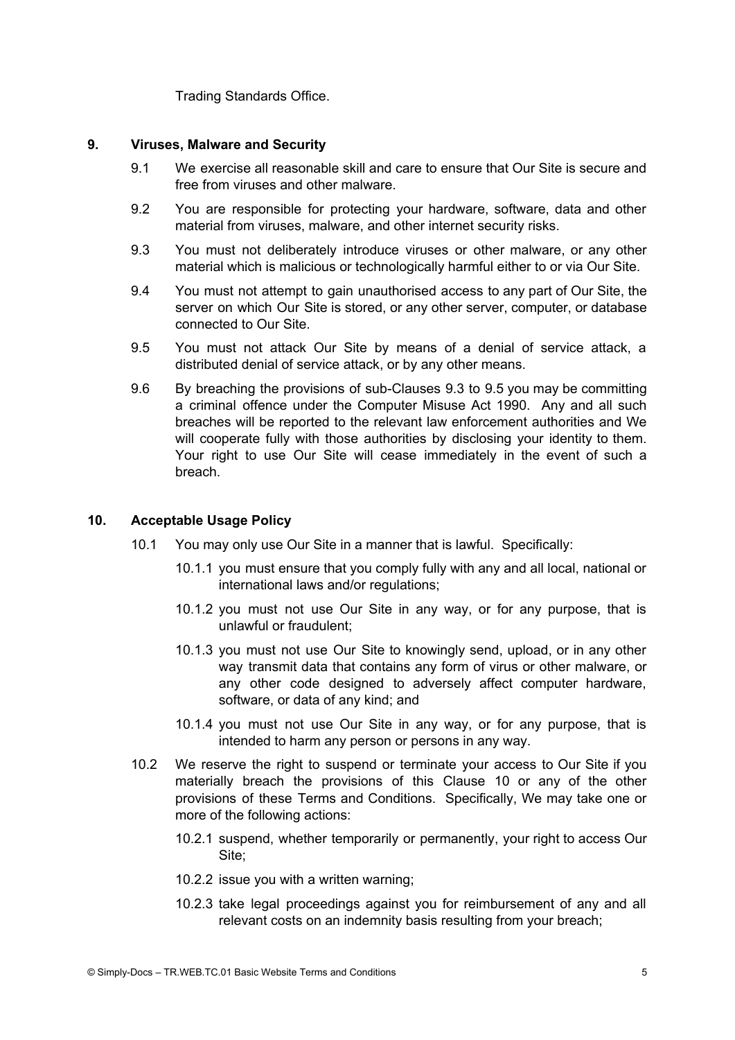Trading Standards Office.

## 9. Viruses, Malware and Security

9.1 We exercise all reasonable skill and care to ensure that Our Site is secure and free from viruses and other malware.

9.2 You are responsible for protecting your hardware, software, data and other material from viruses, malware, and other internet security risks.

9.3 You must not deliberately introduce viruses or other malware, or any other material which is malicious or technologically harmful either to or via Our Site.

9.4 You must not attempt to gain unauthorised access to any part of Our Site, the server on which Our Site is stored, or any other server, computer, or database connected to Our Site.

9.5 You must not attack Our Site by means of a denial of service attack, a distributed denial of service attack, or by any other means.

9.6 By breaching the provisions of sub-Clauses 9.3 to 9.5 you may be committing a criminal offence under the Computer Misuse Act 1990. Any and all such breaches will be reported to the relevant law enforcement authorities and We will cooperate fully with those authorities by disclosing your identity to them. Your right to use Our Site will cease immediately in the event of such a breach.

## 10. Acceptable Usage Policy

10.1 You may only use Our Site in a manner that is lawful. Specifically:

10.1.1 you must ensure that you comply fully with any and all local, national or international laws and/or regulations;

10.1.2 you must not use Our Site in any way, or for any purpose, that is unlawful or fraudulent;

10.1.3 you must not use Our Site to knowingly send, upload, or in any other way transmit data that contains any form of virus or other malware, or any other code designed to adversely affect computer hardware, software, or data of any kind; and

10.1.4 you must not use Our Site in any way, or for any purpose, that is intended to harm any person or persons in any way.

10.2 We reserve the right to suspend or terminate your access to Our Site if you materially breach the provisions of this Clause 10 or any of the other provisions of these Terms and Conditions. Specifically, We may take one or more of the following actions:

10.2.1 suspend, whether temporarily or permanently, your right to access Our Site;

10.2.2 issue you with a written warning;

10.2.3 take legal proceedings against you for reimbursement of any and all relevant costs on an indemnity basis resulting from your breach;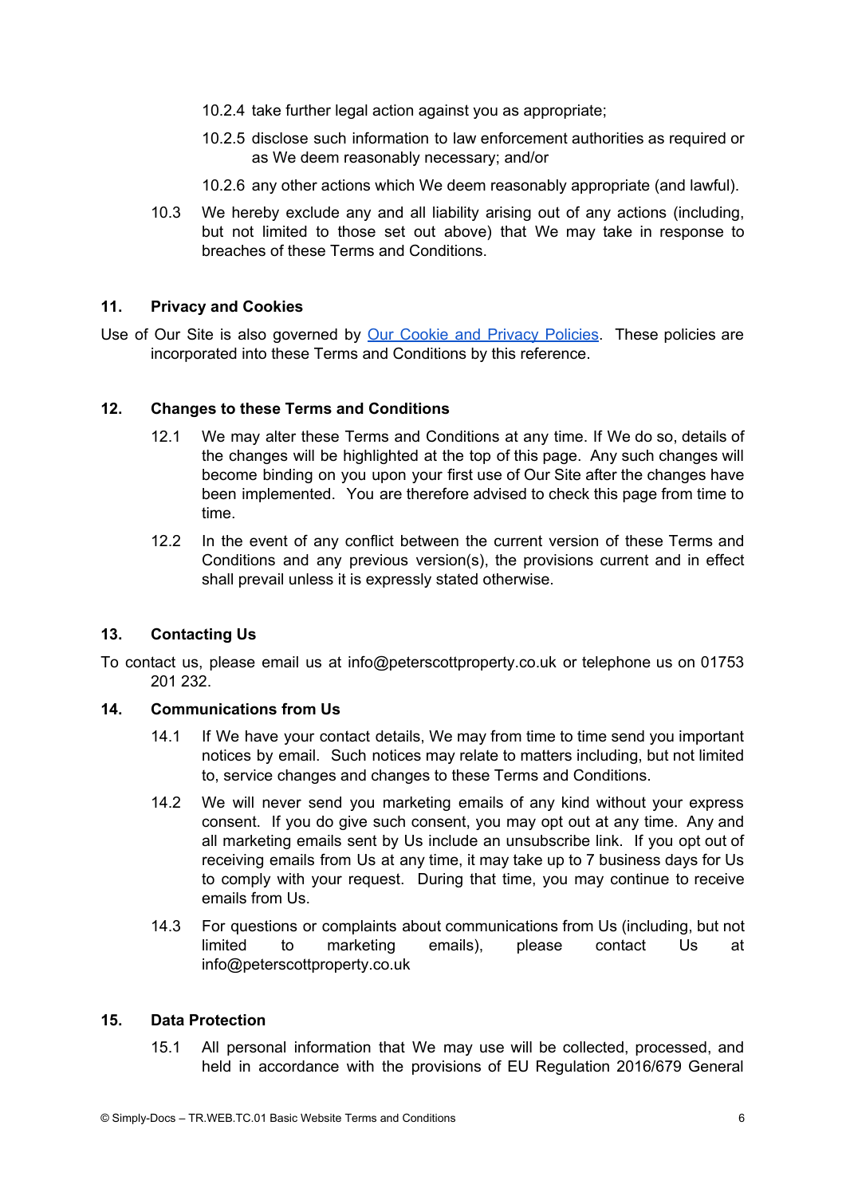10.2.4 take further legal action against you as appropriate;

10.2.5 disclose such information to law enforcement authorities as required or as We deem reasonably necessary; and/or

10.2.6 any other actions which We deem reasonably appropriate (and lawful).

10.3 We hereby exclude any and all liability arising out of any actions (including, but not limited to those set out above) that We may take in response to breaches of these Terms and Conditions.

## 11. Privacy and Cookies

Use of Our Site is also governed by [Our Cookie and Privacy Policies](). These policies are incorporated into these Terms and Conditions by this reference.

## 12. Changes to these Terms and Conditions

12.1 We may alter these Terms and Conditions at any time. If We do so, details of the changes will be highlighted at the top of this page. Any such changes will become binding on you upon your first use of Our Site after the changes have been implemented. You are therefore advised to check this page from time to time.

12.2 In the event of any conflict between the current version of these Terms and Conditions and any previous version(s), the provisions current and in effect shall prevail unless it is expressly stated otherwise.

## 13. Contacting Us

To contact us, please email us at info@peterscottproperty.co.uk or telephone us on 01753 201 232.

## 14. Communications from Us

14.1 If We have your contact details, We may from time to time send you important notices by email. Such notices may relate to matters including, but not limited to, service changes and changes to these Terms and Conditions.

14.2 We will never send you marketing emails of any kind without your express consent. If you do give such consent, you may opt out at any time. Any and all marketing emails sent by Us include an unsubscribe link. If you opt out of receiving emails from Us at any time, it may take up to 7 business days for Us to comply with your request. During that time, you may continue to receive emails from Us.

14.3 For questions or complaints about communications from Us (including, but not limited to marketing emails), please contact Us at info@peterscottproperty.co.uk

## 15. Data Protection

15.1 All personal information that We may use will be collected, processed, and held in accordance with the provisions of EU Regulation 2016/679 General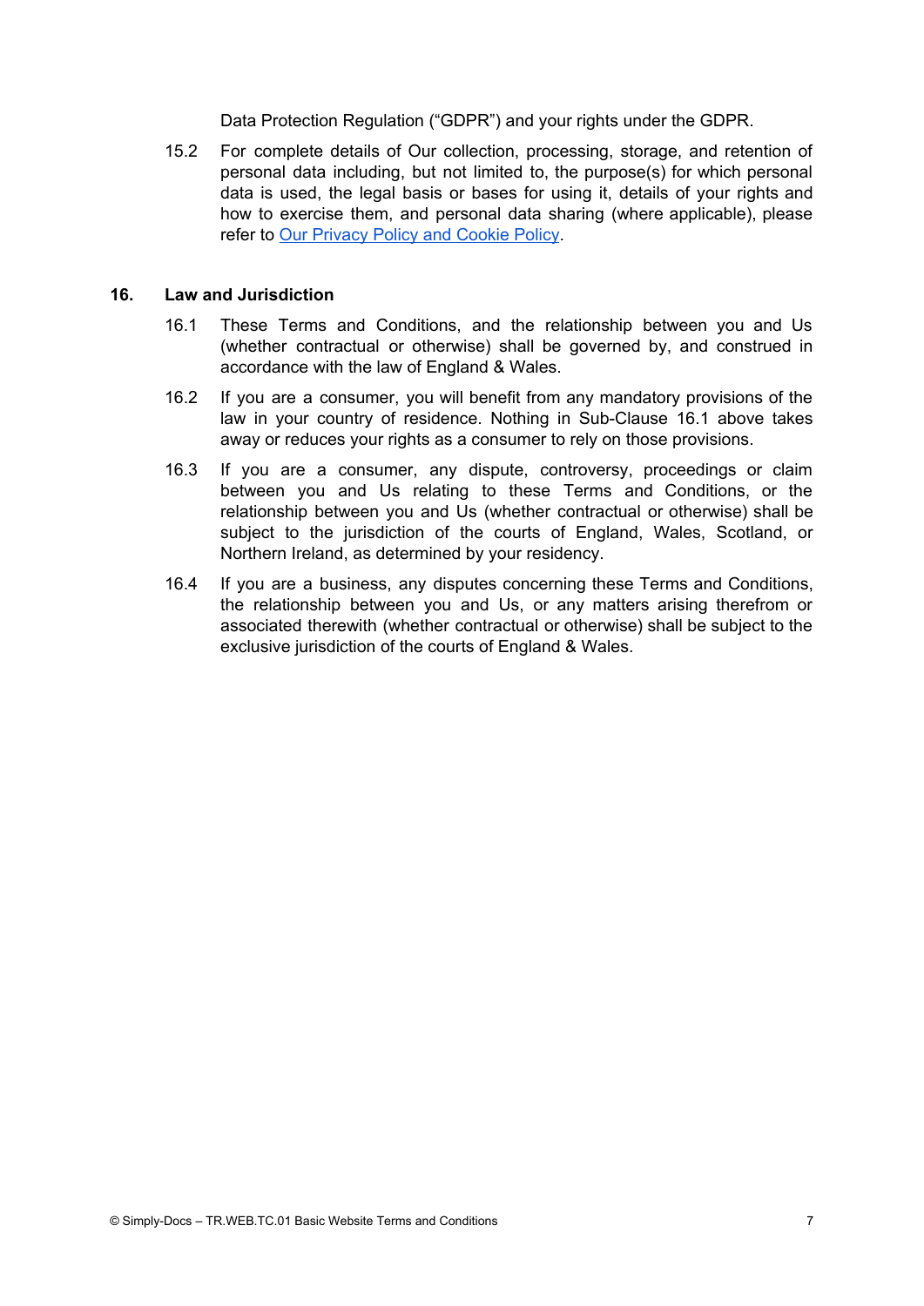Data Protection Regulation ("GDPR") and your rights under the GDPR.

15.2 For complete details of Our collection, processing, storage, and retention of personal data including, but not limited to, the purpose(s) for which personal data is used, the legal basis or bases for using it, details of your rights and how to exercise them, and personal data sharing (where applicable), please refer to Our Privacy Policy and Cookie Policy.

## 16. Law and Jurisdiction

16.1 These Terms and Conditions, and the relationship between you and Us (whether contractual or otherwise) shall be governed by, and construed in accordance with the law of England & Wales.

16.2 If you are a consumer, you will benefit from any mandatory provisions of the law in your country of residence. Nothing in Sub-Clause 16.1 above takes away or reduces your rights as a consumer to rely on those provisions.

16.3 If you are a consumer, any dispute, controversy, proceedings or claim between you and Us relating to these Terms and Conditions, or the relationship between you and Us (whether contractual or otherwise) shall be subject to the jurisdiction of the courts of England, Wales, Scotland, or Northern Ireland, as determined by your residency.

16.4 If you are a business, any disputes concerning these Terms and Conditions, the relationship between you and Us, or any matters arising therefrom or associated therewith (whether contractual or otherwise) shall be subject to the exclusive jurisdiction of the courts of England & Wales.